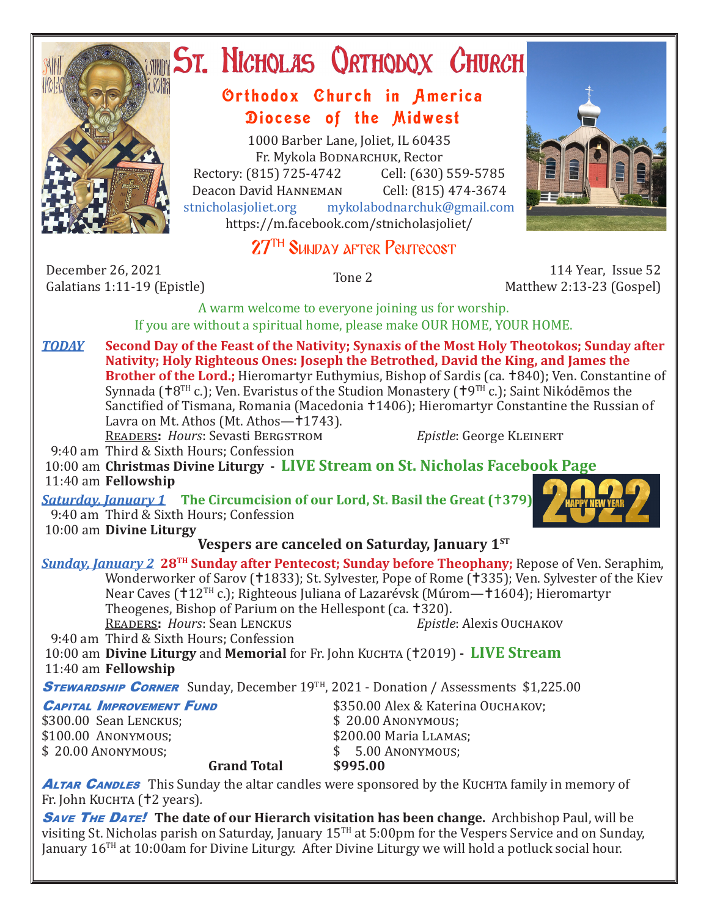# St. Nicholas Orthodox Church

## Orthodox Church in America
## Diocese of the Midwest

1000 Barber Lane, Joliet, IL 60435
Fr. Mykola BODNARCHUK, Rector
Rectory: (815) 725-4742 Cell: (630) 559-5785
Deacon David HANNEMAN Cell: (815) 474-3674
stnicholasjoliet.org mykolabodnarchuk@gmail.com
https://m.facebook.com/stnicholasjoliet/

## 27TH SUNDAY AFTER PENTECOST

December 26, 2021
Galatians 1:11-19 (Epistle)

Tone 2

114 Year, Issue 52
Matthew 2:13-23 (Gospel)

A warm welcome to everyone joining us for worship.
If you are without a spiritual home, please make OUR HOME, YOUR HOME.

***TODAY*** **Second Day of the Feast of the Nativity; Synaxis of the Most Holy Theotokos; Sunday after Nativity; Holy Righteous Ones: Joseph the Betrothed, David the King, and James the Brother of the Lord.;** Hieromartyr Euthymius, Bishop of Sardis (ca. †840); Ven. Constantine of Synnada (†8TH c.); Ven. Evaristus of the Studion Monastery (†9TH c.); Saint Nikódēmos the Sanctified of Tismana, Romania (Macedonia †1406); Hieromartyr Constantine the Russian of Lavra on Mt. Athos (Mt. Athos—†1743).

READERS**:** *Hours*: Sevasti BERGSTROM *Epistle*: George KLEINERT

9:40 am Third & Sixth Hours; Confession
10:00 am **Christmas Divine Liturgy - LIVE Stream on St. Nicholas Facebook Page**
11:40 am **Fellowship**

***Saturday, January 1*** **The Circumcision of our Lord, St. Basil the Great (†379)**
9:40 am Third & Sixth Hours; Confession
10:00 am **Divine Liturgy**

**Vespers are canceled on Saturday, January 1ST**

***Sunday, January 2*** **28TH Sunday after Pentecost; Sunday before Theophany;** Repose of Ven. Seraphim, Wonderworker of Sarov (†1833); St. Sylvester, Pope of Rome (†335); Ven. Sylvester of the Kiev Near Caves (†12TH c.); Righteous Juliana of Lazarévsk (Múrom—†1604); Hieromartyr Theogenes, Bishop of Parium on the Hellespont (ca. †320).

READERS**:** *Hours*: Sean LENCKUS *Epistle*: Alexis OUCHAKOV

9:40 am Third & Sixth Hours; Confession
10:00 am **Divine Liturgy** and **Memorial** for Fr. John KUCHTA (†2019) - **LIVE Stream**
11:40 am **Fellowship**

***STEWARDSHIP CORNER*** Sunday, December 19TH, 2021 - Donation / Assessments $1,225.00

***CAPITAL IMPROVEMENT FUND***
$300.00 Sean LENCKUS;
$100.00 ANONYMOUS;
$ 20.00 ANONYMOUS;
$350.00 Alex & Katerina OUCHAKOV;
$ 20.00 ANONYMOUS;
$200.00 Maria LLAMAS;
$ 5.00 ANONYMOUS;
**Grand Total $995.00**

***ALTAR CANDLES*** This Sunday the altar candles were sponsored by the KUCHTA family in memory of Fr. John KUCHTA (†2 years).

***SAVE THE DATE!*** **The date of our Hierarch visitation has been change.** Archbishop Paul, will be visiting St. Nicholas parish on Saturday, January 15TH at 5:00pm for the Vespers Service and on Sunday, January 16TH at 10:00am for Divine Liturgy. After Divine Liturgy we will hold a potluck social hour.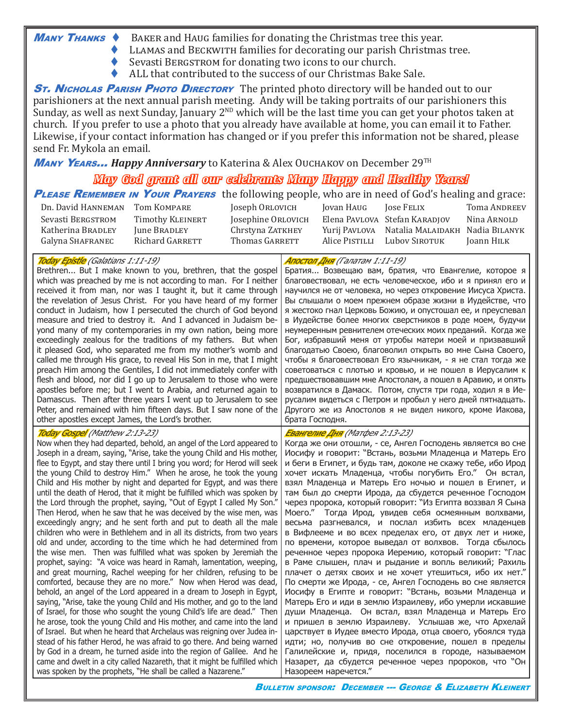**MANY THANKS** ♦ BAKER and HAUG families for donating the Christmas tree this year.
♦ LLAMAS and BECKWITH families for decorating our parish Christmas tree.
♦ Sevasti BERGSTROM for donating two icons to our church.
♦ ALL that contributed to the success of our Christmas Bake Sale.

**ST. NICHOLAS PARISH PHOTO DIRECTORY** The printed photo directory will be handed out to our parishioners at the next annual parish meeting. Andy will be taking portraits of our parishioners this Sunday, as well as next Sunday, January 2ND which will be the last time you can get your photos taken at church. If you prefer to use a photo that you already have available at home, you can email it to Father. Likewise, if your contact information has changed or if you prefer this information not be shared, please send Fr. Mykola an email.

**MANY YEARS...** ***Happy Anniversary*** to Katerina & Alex OUCHAKOV on December 29TH

***May God grant all our celebrants Many Happy and Healthy Years!***

**PLEASE REMEMBER IN YOUR PRAYERS** the following people, who are in need of God's healing and grace:

| | | | | | |
|---|---|---|---|---|---|
| Dn. David HANNEMAN | Tom KOMPARE | Joseph ORLOVICH | Jovan HAUG | Jose FELIX | Toma ANDREEV |
| Sevasti BERGSTROM | Timothy KLEINERT | Josephine ORLOVICH | Elena PAVLOVA | Stefan KARADJOV | Nina ARNOLD |
| Katherina BRADLEY | June BRADLEY | Chrstyna ZATKHEY | Yurij PAVLOVA | Natalia MALAIDAKH | Nadia BILANYK |
| Galyna SHAFRANEC | Richard GARRETT | Thomas GARRETT | Alice PISTILLI | Lubov SIROTUK | Joann HILK |

*Today Epistle* *(Galatians 1:11-19)*
Brethren... But I make known to you, brethren, that the gospel which was preached by me is not according to man. For I neither received it from man, nor was I taught it, but it came through the revelation of Jesus Christ. For you have heard of my former conduct in Judaism, how I persecuted the church of God beyond measure and tried to destroy it. And I advanced in Judaism beyond many of my contemporaries in my own nation, being more exceedingly zealous for the traditions of my fathers. But when it pleased God, who separated me from my mother's womb and called me through His grace, to reveal His Son in me, that I might preach Him among the Gentiles, I did not immediately confer with flesh and blood, nor did I go up to Jerusalem to those who were apostles before me; but I went to Arabia, and returned again to Damascus. Then after three years I went up to Jerusalem to see Peter, and remained with him fifteen days. But I saw none of the other apostles except James, the Lord's brother.

*Апостол Дня* *(Галатам 1:11-19)*
Братия... Возвещаю вам, братия, что Евангелие, которое я благовествовал, не есть человеческое, ибо и я принял его и научился не от человека, но через откровение Иисуса Христа. Вы слышали о моем прежнем образе жизни в Иудействе, что я жестоко гнал Церковь Божию, и опустошал ее, и преуспевал в Иудействе более многих сверстников в роде моем, будучи неумеренным ревнителем отеческих моих преданий. Когда же Бог, избравший меня от утробы матери моей и призвавший благодатью Своею, благоволил открыть во мне Сына Своего, чтобы я благовествовал Его язычникам, - я не стал тогда же советоваться с плотью и кровью, и не пошел в Иерусалим к предшествовавшим мне Апостолам, а пошел в Аравию, и опять возвратился в Дамаск. Потом, спустя три года, ходил я в Иерусалим видеться с Петром и пробыл у него дней пятнадцать. Другого же из Апостолов я не видел никого, кроме Иакова, брата Господня.

*Today Gospel* *(Matthew 2:13-23)*
Now when they had departed, behold, an angel of the Lord appeared to Joseph in a dream, saying, "Arise, take the young Child and His mother, flee to Egypt, and stay there until I bring you word; for Herod will seek the young Child to destroy Him." When he arose, he took the young Child and His mother by night and departed for Egypt, and was there until the death of Herod, that it might be fulfilled which was spoken by the Lord through the prophet, saying, "Out of Egypt I called My Son." Then Herod, when he saw that he was deceived by the wise men, was exceedingly angry; and he sent forth and put to death all the male children who were in Bethlehem and in all its districts, from two years old and under, according to the time which he had determined from the wise men. Then was fulfilled what was spoken by Jeremiah the prophet, saying: "A voice was heard in Ramah, lamentation, weeping, and great mourning, Rachel weeping for her children, refusing to be comforted, because they are no more." Now when Herod was dead, behold, an angel of the Lord appeared in a dream to Joseph in Egypt, saying, "Arise, take the young Child and His mother, and go to the land of Israel, for those who sought the young Child's life are dead." Then he arose, took the young Child and His mother, and came into the land of Israel. But when he heard that Archelaus was reigning over Judea instead of his father Herod, he was afraid to go there. And being warned by God in a dream, he turned aside into the region of Galilee. And he came and dwelt in a city called Nazareth, that it might be fulfilled which was spoken by the prophets, "He shall be called a Nazarene."

*Евангелие Дня* *(Матфея 2:13-23)*
Когда же они отошли, - се, Ангел Господень является во сне Иосифу и говорит: "Встань, возьми Младенца и Матерь Его и беги в Египет, и будь там, доколе не скажу тебе, ибо Ирод хочет искать Младенца, чтобы погубить Его." Он встал, взял Младенца и Матерь Его ночью и пошел в Египет, и там был до смерти Ирода, да сбудется реченное Господом через пророка, который говорит: "Из Египта воззвал Я Сына Моего." Тогда Ирод, увидев себя осмеянным волхвами, весьма разгневался, и послал избить всех младенцев в Вифлееме и во всех пределах его, от двух лет и ниже, по времени, которое выведал от волхвов. Тогда сбылось реченное через пророка Иеремию, который говорит: "Глас в Раме слышен, плач и рыдание и вопль великий; Рахиль плачет о детях своих и не хочет утешиться, ибо их нет." По смерти же Ирода, - се, Ангел Господень во сне является Иосифу в Египте и говорит: "Встань, возьми Младенца и Матерь Его и иди в землю Израилеву, ибо умерли искавшие души Младенца. Он встал, взял Младенца и Матерь Его и пришел в землю Израилеву. Услышав же, что Архелай царствует в Иудее вместо Ирода, отца своего, убоялся туда идти; но, получив во сне откровение, пошел в пределы Галилейские и, придя, поселился в городе, называемом Назарет, да сбудется реченное через пророков, что "Он Назореем наречется."

***BULLETIN SPONSOR: DECEMBER --- GEORGE & ELIZABETH KLEINERT***